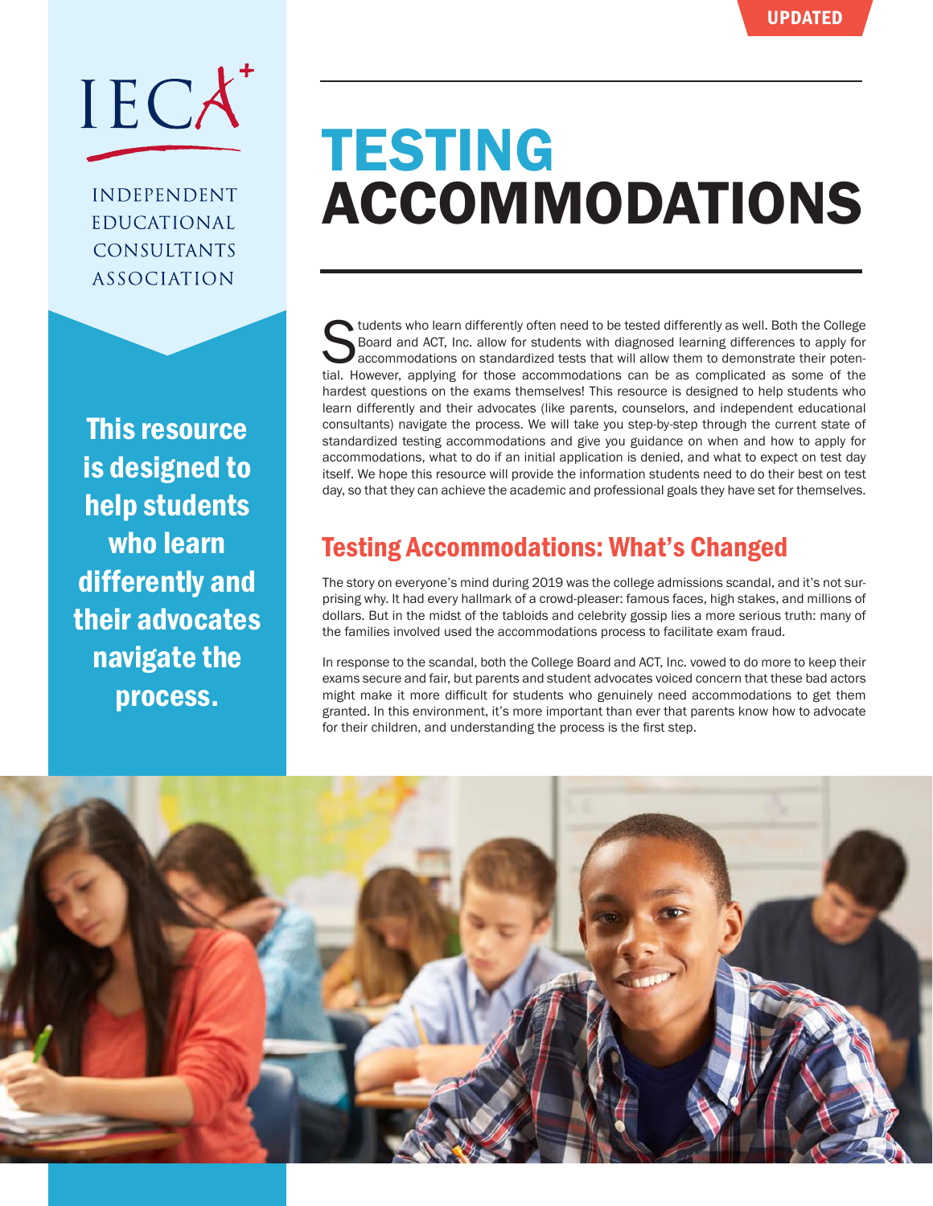UPDATED

IECA

INDEPENDENT EDUCATIONAL CONSULTANTS ASSOCIATION

# TESTING ACCOMMODATIONS

**This resource is designed to help students who learn differently and their advocates navigate the process.**

Students who learn differently often need to be tested differently as well. Both the College Board and ACT, Inc. allow for students with diagnosed learning differences to apply for accommodations on standardized tests that will allow them to demonstrate their potential. However, applying for those accommodations can be as complicated as some of the hardest questions on the exams themselves! This resource is designed to help students who learn differently and their advocates (like parents, counselors, and independent educational consultants) navigate the process. We will take you step-by-step through the current state of standardized testing accommodations and give you guidance on when and how to apply for accommodations, what to do if an initial application is denied, and what to expect on test day itself. We hope this resource will provide the information students need to do their best on test day, so that they can achieve the academic and professional goals they have set for themselves.

## Testing Accommodations: What's Changed

The story on everyone's mind during 2019 was the college admissions scandal, and it's not surprising why. It had every hallmark of a crowd-pleaser: famous faces, high stakes, and millions of dollars. But in the midst of the tabloids and celebrity gossip lies a more serious truth: many of the families involved used the accommodations process to facilitate exam fraud.

In response to the scandal, both the College Board and ACT, Inc. vowed to do more to keep their exams secure and fair, but parents and student advocates voiced concern that these bad actors might make it more difficult for students who genuinely need accommodations to get them granted. In this environment, it's more important than ever that parents know how to advocate for their children, and understanding the process is the first step.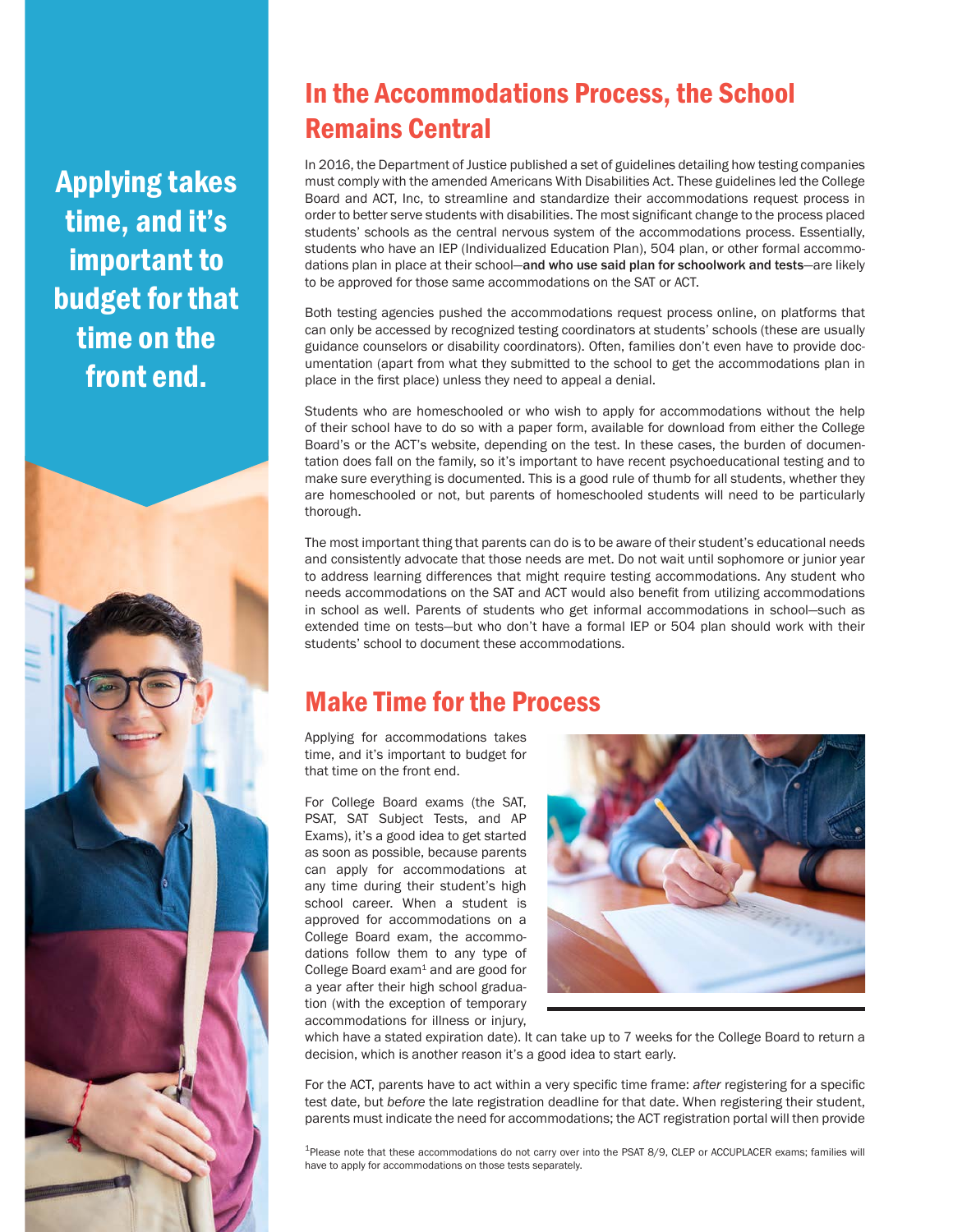Applying takes time, and it's important to budget for that time on the front end.

## In the Accommodations Process, the School Remains Central

In 2016, the Department of Justice published a set of guidelines detailing how testing companies must comply with the amended Americans With Disabilities Act. These guidelines led the College Board and ACT, Inc, to streamline and standardize their accommodations request process in order to better serve students with disabilities. The most significant change to the process placed students' schools as the central nervous system of the accommodations process. Essentially, students who have an IEP (Individualized Education Plan), 504 plan, or other formal accommodations plan in place at their school—**and who use said plan for schoolwork and tests**—are likely to be approved for those same accommodations on the SAT or ACT.

Both testing agencies pushed the accommodations request process online, on platforms that can only be accessed by recognized testing coordinators at students' schools (these are usually guidance counselors or disability coordinators). Often, families don't even have to provide documentation (apart from what they submitted to the school to get the accommodations plan in place in the first place) unless they need to appeal a denial.

Students who are homeschooled or who wish to apply for accommodations without the help of their school have to do so with a paper form, available for download from either the College Board's or the ACT's website, depending on the test. In these cases, the burden of documentation does fall on the family, so it's important to have recent psychoeducational testing and to make sure everything is documented. This is a good rule of thumb for all students, whether they are homeschooled or not, but parents of homeschooled students will need to be particularly thorough.

The most important thing that parents can do is to be aware of their student's educational needs and consistently advocate that those needs are met. Do not wait until sophomore or junior year to address learning differences that might require testing accommodations. Any student who needs accommodations on the SAT and ACT would also benefit from utilizing accommodations in school as well. Parents of students who get informal accommodations in school—such as extended time on tests—but who don't have a formal IEP or 504 plan should work with their students' school to document these accommodations.

## Make Time for the Process

Applying for accommodations takes time, and it's important to budget for that time on the front end.

For College Board exams (the SAT, PSAT, SAT Subject Tests, and AP Exams), it's a good idea to get started as soon as possible, because parents can apply for accommodations at any time during their student's high school career. When a student is approved for accommodations on a College Board exam, the accommodations follow them to any type of College Board exam[1] and are good for a year after their high school graduation (with the exception of temporary accommodations for illness or injury, which have a stated expiration date). It can take up to 7 weeks for the College Board to return a decision, which is another reason it's a good idea to start early.

For the ACT, parents have to act within a very specific time frame: *after* registering for a specific test date, but *before* the late registration deadline for that date. When registering their student, parents must indicate the need for accommodations; the ACT registration portal will then provide

[1]Please note that these accommodations do not carry over into the PSAT 8/9, CLEP or ACCUPLACER exams; families will have to apply for accommodations on those tests separately.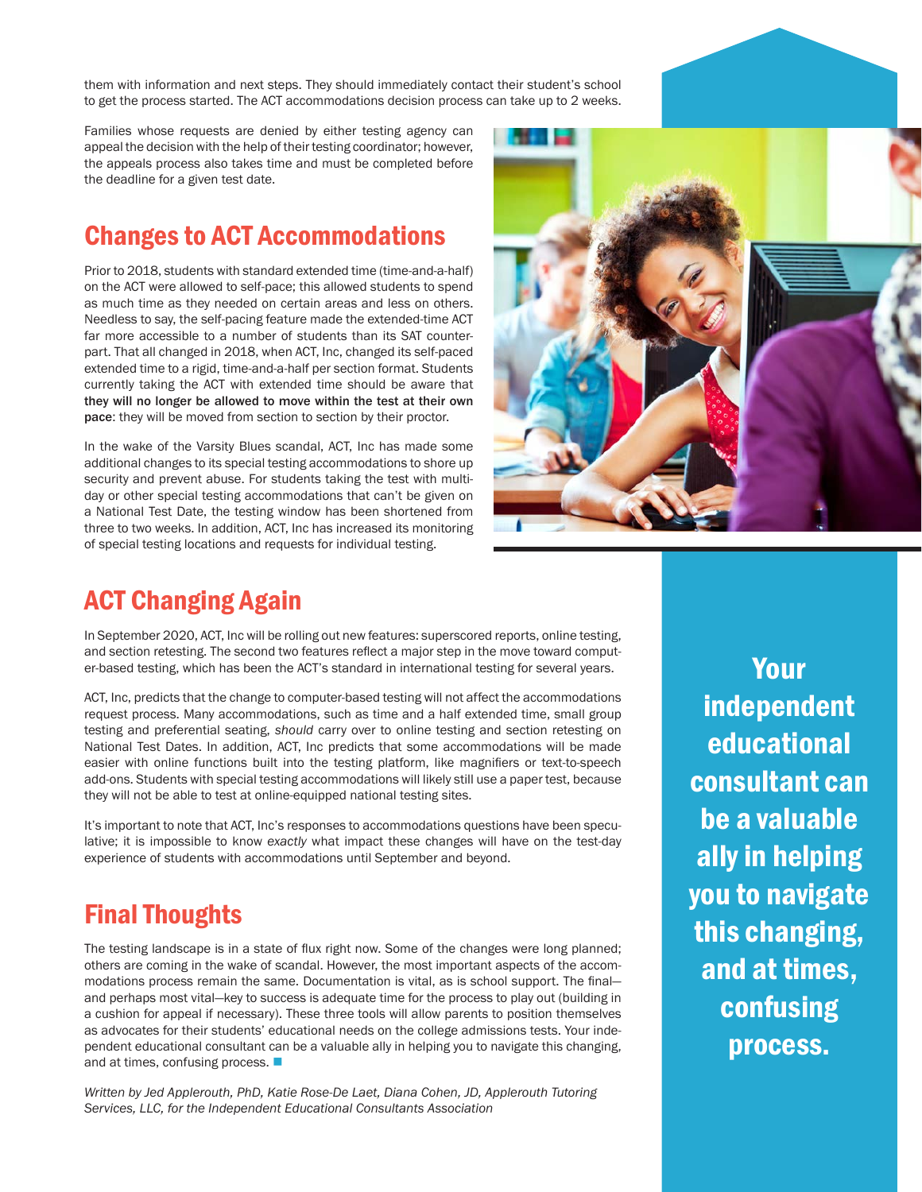them with information and next steps. They should immediately contact their student's school to get the process started. The ACT accommodations decision process can take up to 2 weeks.

Families whose requests are denied by either testing agency can appeal the decision with the help of their testing coordinator; however, the appeals process also takes time and must be completed before the deadline for a given test date.

## Changes to ACT Accommodations

Prior to 2018, students with standard extended time (time-and-a-half) on the ACT were allowed to self-pace; this allowed students to spend as much time as they needed on certain areas and less on others. Needless to say, the self-pacing feature made the extended-time ACT far more accessible to a number of students than its SAT counterpart. That all changed in 2018, when ACT, Inc, changed its self-paced extended time to a rigid, time-and-a-half per section format. Students currently taking the ACT with extended time should be aware that **they will no longer be allowed to move within the test at their own pace**: they will be moved from section to section by their proctor.

In the wake of the Varsity Blues scandal, ACT, Inc has made some additional changes to its special testing accommodations to shore up security and prevent abuse. For students taking the test with multi-day or other special testing accommodations that can't be given on a National Test Date, the testing window has been shortened from three to two weeks. In addition, ACT, Inc has increased its monitoring of special testing locations and requests for individual testing.

## ACT Changing Again

In September 2020, ACT, Inc will be rolling out new features: superscored reports, online testing, and section retesting. The second two features reflect a major step in the move toward computer-based testing, which has been the ACT's standard in international testing for several years.

ACT, Inc, predicts that the change to computer-based testing will not affect the accommodations request process. Many accommodations, such as time and a half extended time, small group testing and preferential seating, *should* carry over to online testing and section retesting on National Test Dates. In addition, ACT, Inc predicts that some accommodations will be made easier with online functions built into the testing platform, like magnifiers or text-to-speech add-ons. Students with special testing accommodations will likely still use a paper test, because they will not be able to test at online-equipped national testing sites.

It's important to note that ACT, Inc's responses to accommodations questions have been speculative; it is impossible to know *exactly* what impact these changes will have on the test-day experience of students with accommodations until September and beyond.

## Final Thoughts

The testing landscape is in a state of flux right now. Some of the changes were long planned; others are coming in the wake of scandal. However, the most important aspects of the accommodations process remain the same. Documentation is vital, as is school support. The final—and perhaps most vital—key to success is adequate time for the process to play out (building in a cushion for appeal if necessary). These three tools will allow parents to position themselves as advocates for their students' educational needs on the college admissions tests. Your independent educational consultant can be a valuable ally in helping you to navigate this changing, and at times, confusing process. ■

*Written by Jed Applerouth, PhD, Katie Rose-De Laet, Diana Cohen, JD, Applerouth Tutoring Services, LLC, for the Independent Educational Consultants Association*

**Your independent educational consultant can be a valuable ally in helping you to navigate this changing, and at times, confusing process.**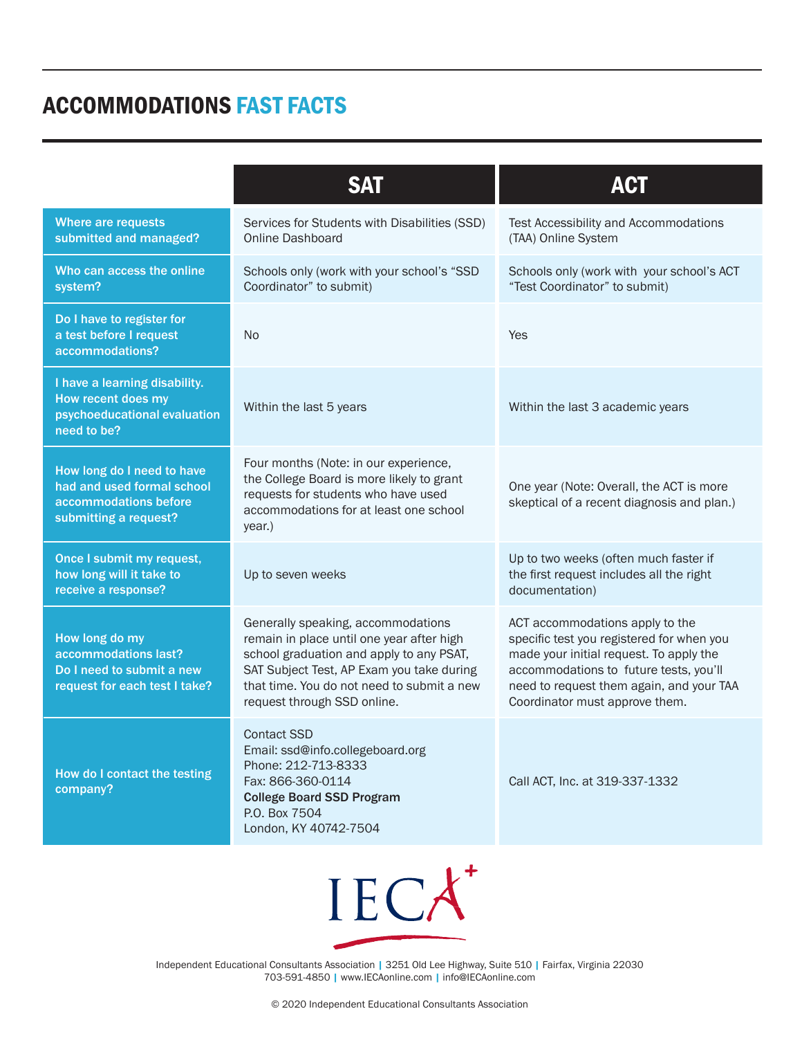# ACCOMMODATIONS FAST FACTS

| | SAT | ACT |
|---|---|---|
| **Where are requests submitted and managed?** | Services for Students with Disabilities (SSD) Online Dashboard | Test Accessibility and Accommodations (TAA) Online System |
| **Who can access the online system?** | Schools only (work with your school's "SSD Coordinator" to submit) | Schools only (work with your school's ACT "Test Coordinator" to submit) |
| **Do I have to register for a test before I request accommodations?** | No | Yes |
| **I have a learning disability. How recent does my psychoeducational evaluation need to be?** | Within the last 5 years | Within the last 3 academic years |
| **How long do I need to have had and used formal school accommodations before submitting a request?** | Four months (Note: in our experience, the College Board is more likely to grant requests for students who have used accommodations for at least one school year.) | One year (Note: Overall, the ACT is more skeptical of a recent diagnosis and plan.) |
| **Once I submit my request, how long will it take to receive a response?** | Up to seven weeks | Up to two weeks (often much faster if the first request includes all the right documentation) |
| **How long do my accommodations last? Do I need to submit a new request for each test I take?** | Generally speaking, accommodations remain in place until one year after high school graduation and apply to any PSAT, SAT Subject Test, AP Exam you take during that time. You do not need to submit a new request through SSD online. | ACT accommodations apply to the specific test you registered for when you made your initial request. To apply the accommodations to future tests, you'll need to request them again, and your TAA Coordinator must approve them. |
| **How do I contact the testing company?** | Contact SSD<br>Email: ssd@info.collegeboard.org<br>Phone: 212-713-8333<br>Fax: 866-360-0114<br>**College Board SSD Program**<br>P.O. Box 7504<br>London, KY 40742-7504 | Call ACT, Inc. at 319-337-1332 |

IECA

Independent Educational Consultants Association | 3251 Old Lee Highway, Suite 510 | Fairfax, Virginia 22030
703-591-4850 | www.IECAonline.com | info@IECAonline.com

© 2020 Independent Educational Consultants Association